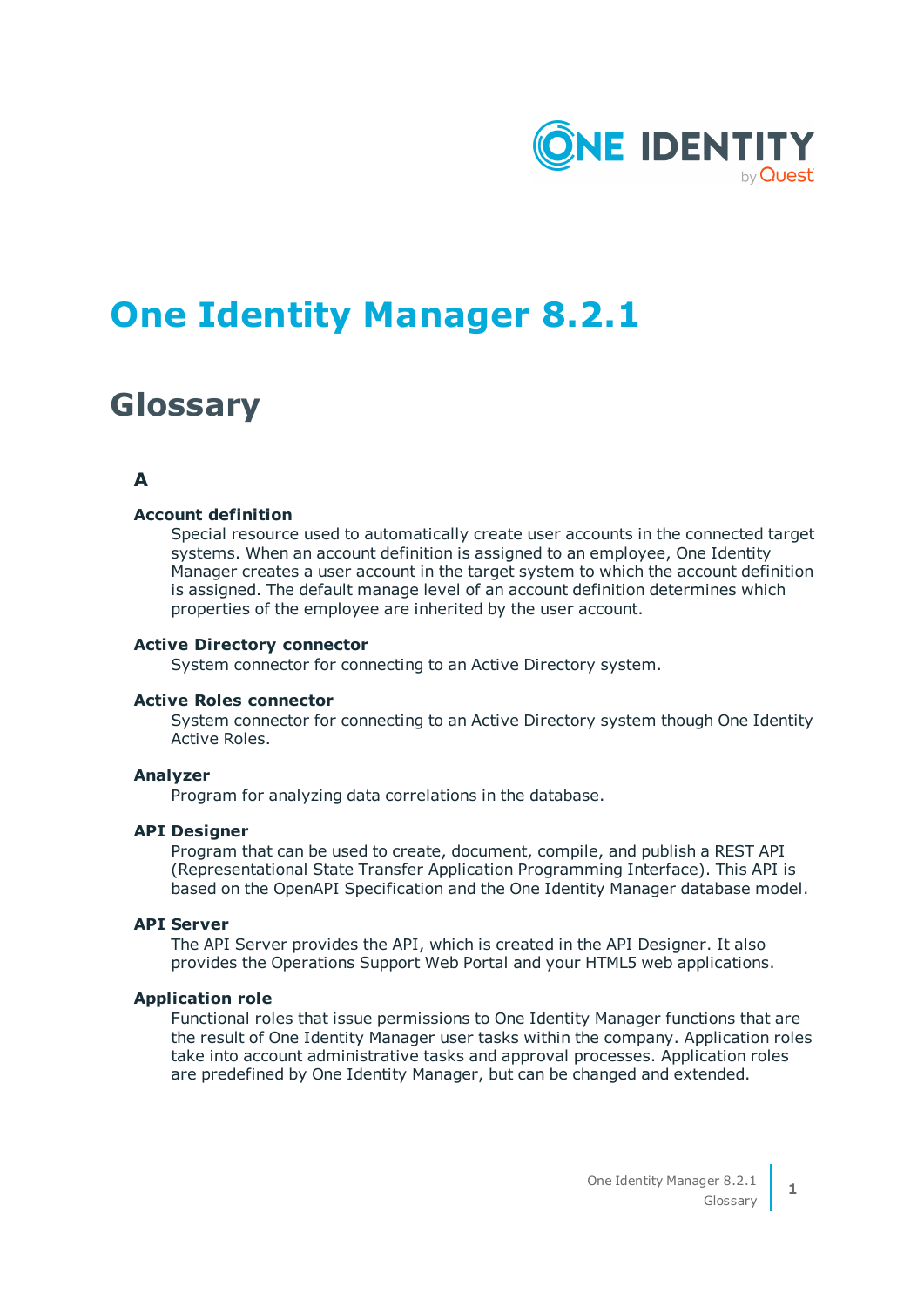# One Identity Manager 8.2.1

## Glossary

### A

**Account definition**

Special resource used to automatically create user accounts in the connected target systems. When an account definition is assigned to an employee, One Identity Manager creates a user account in the target system to which the account definition is assigned. The default manage level of an account definition determines which properties of the employee are inherited by the user account.

**Active Directory connector**

System connector for connecting to an Active Directory system.

**Active Roles connector**

System connector for connecting to an Active Directory system though One Identity Active Roles.

**Analyzer**

Program for analyzing data correlations in the database.

**API Designer**

Program that can be used to create, document, compile, and publish a REST API (Representational State Transfer Application Programming Interface). This API is based on the OpenAPI Specification and the One Identity Manager database model.

**API Server**

The API Server provides the API, which is created in the API Designer. It also provides the Operations Support Web Portal and your HTML5 web applications.

**Application role**

Functional roles that issue permissions to One Identity Manager functions that are the result of One Identity Manager user tasks within the company. Application roles take into account administrative tasks and approval processes. Application roles are predefined by One Identity Manager, but can be changed and extended.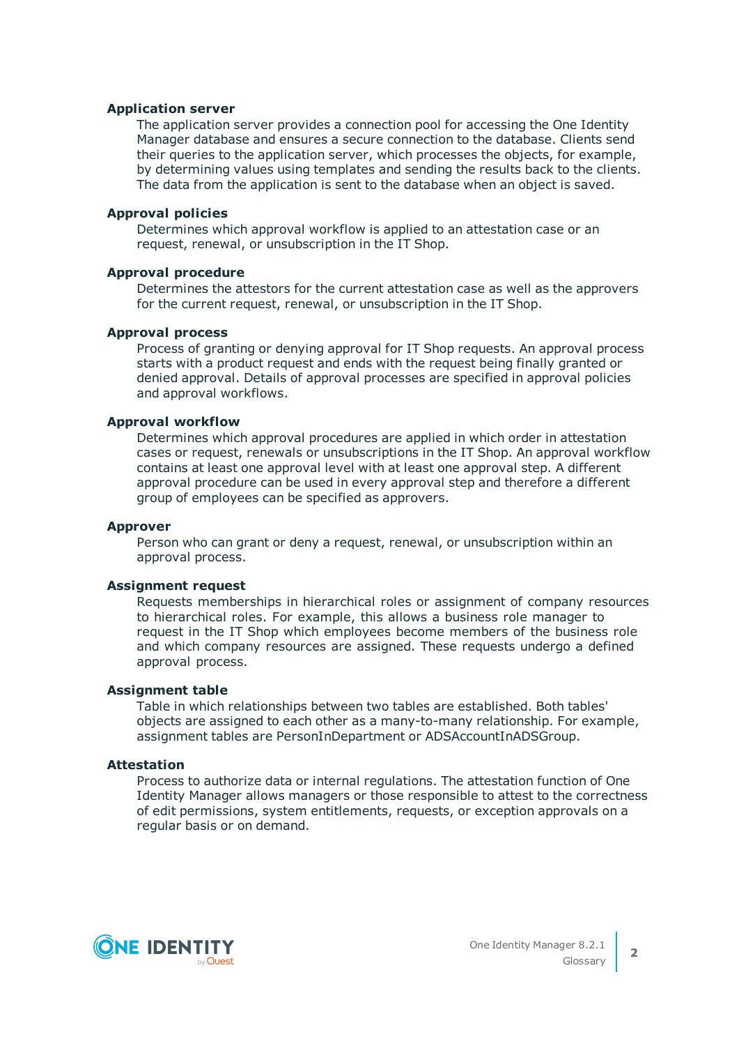**Application server**

The application server provides a connection pool for accessing the One Identity Manager database and ensures a secure connection to the database. Clients send their queries to the application server, which processes the objects, for example, by determining values using templates and sending the results back to the clients. The data from the application is sent to the database when an object is saved.

**Approval policies**

Determines which approval workflow is applied to an attestation case or an request, renewal, or unsubscription in the IT Shop.

**Approval procedure**

Determines the attestors for the current attestation case as well as the approvers for the current request, renewal, or unsubscription in the IT Shop.

**Approval process**

Process of granting or denying approval for IT Shop requests. An approval process starts with a product request and ends with the request being finally granted or denied approval. Details of approval processes are specified in approval policies and approval workflows.

**Approval workflow**

Determines which approval procedures are applied in which order in attestation cases or request, renewals or unsubscriptions in the IT Shop. An approval workflow contains at least one approval level with at least one approval step. A different approval procedure can be used in every approval step and therefore a different group of employees can be specified as approvers.

**Approver**

Person who can grant or deny a request, renewal, or unsubscription within an approval process.

**Assignment request**

Requests memberships in hierarchical roles or assignment of company resources to hierarchical roles. For example, this allows a business role manager to request in the IT Shop which employees become members of the business role and which company resources are assigned. These requests undergo a defined approval process.

**Assignment table**

Table in which relationships between two tables are established. Both tables' objects are assigned to each other as a many-to-many relationship. For example, assignment tables are PersonInDepartment or ADSAccountInADSGroup.

**Attestation**

Process to authorize data or internal regulations. The attestation function of One Identity Manager allows managers or those responsible to attest to the correctness of edit permissions, system entitlements, requests, or exception approvals on a regular basis or on demand.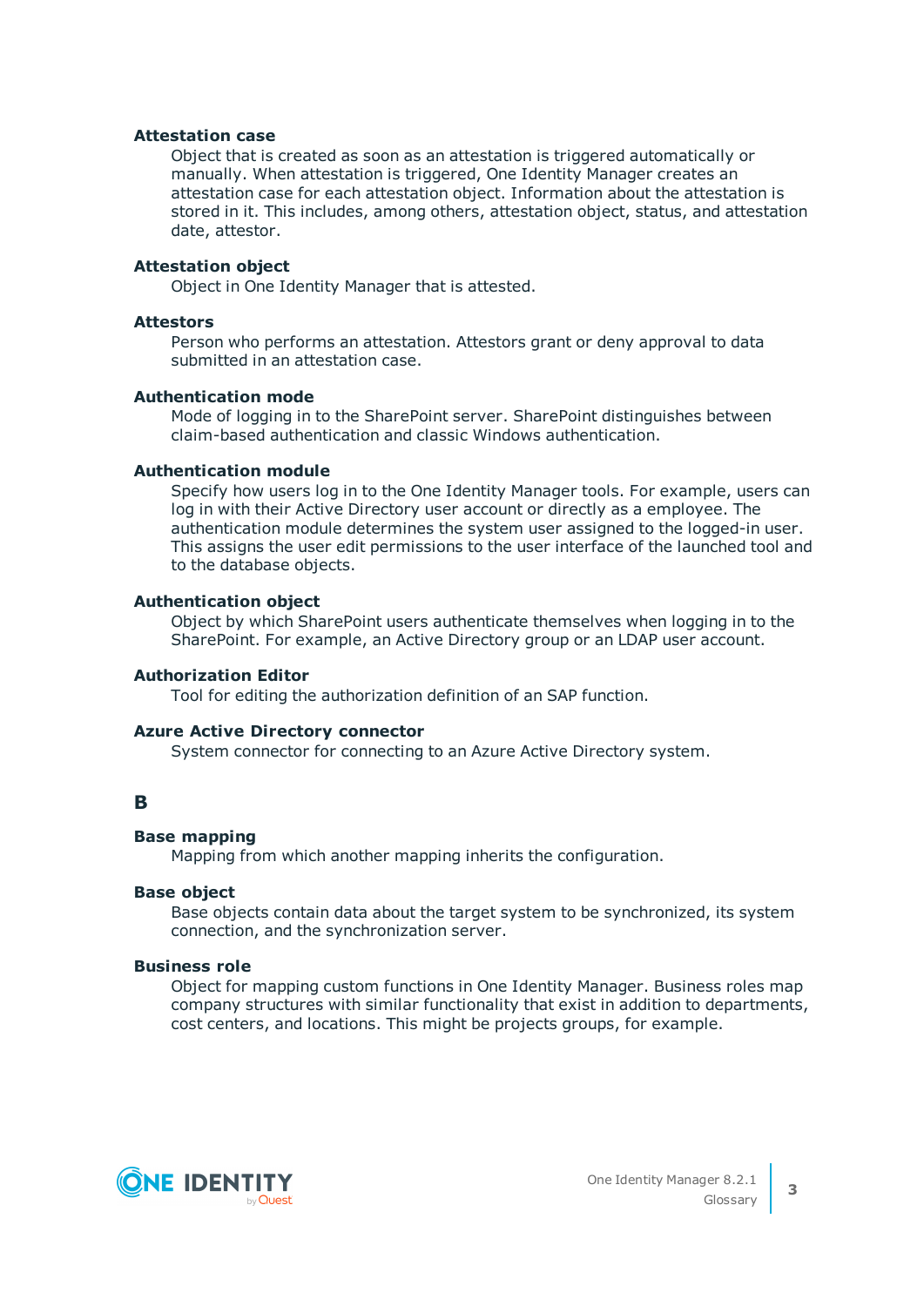**Attestation case**

Object that is created as soon as an attestation is triggered automatically or manually. When attestation is triggered, One Identity Manager creates an attestation case for each attestation object. Information about the attestation is stored in it. This includes, among others, attestation object, status, and attestation date, attestor.

**Attestation object**

Object in One Identity Manager that is attested.

**Attestors**

Person who performs an attestation. Attestors grant or deny approval to data submitted in an attestation case.

**Authentication mode**

Mode of logging in to the SharePoint server. SharePoint distinguishes between claim-based authentication and classic Windows authentication.

**Authentication module**

Specify how users log in to the One Identity Manager tools. For example, users can log in with their Active Directory user account or directly as a employee. The authentication module determines the system user assigned to the logged-in user. This assigns the user edit permissions to the user interface of the launched tool and to the database objects.

**Authentication object**

Object by which SharePoint users authenticate themselves when logging in to the SharePoint. For example, an Active Directory group or an LDAP user account.

**Authorization Editor**

Tool for editing the authorization definition of an SAP function.

**Azure Active Directory connector**

System connector for connecting to an Azure Active Directory system.

## B

**Base mapping**

Mapping from which another mapping inherits the configuration.

**Base object**

Base objects contain data about the target system to be synchronized, its system connection, and the synchronization server.

**Business role**

Object for mapping custom functions in One Identity Manager. Business roles map company structures with similar functionality that exist in addition to departments, cost centers, and locations. This might be projects groups, for example.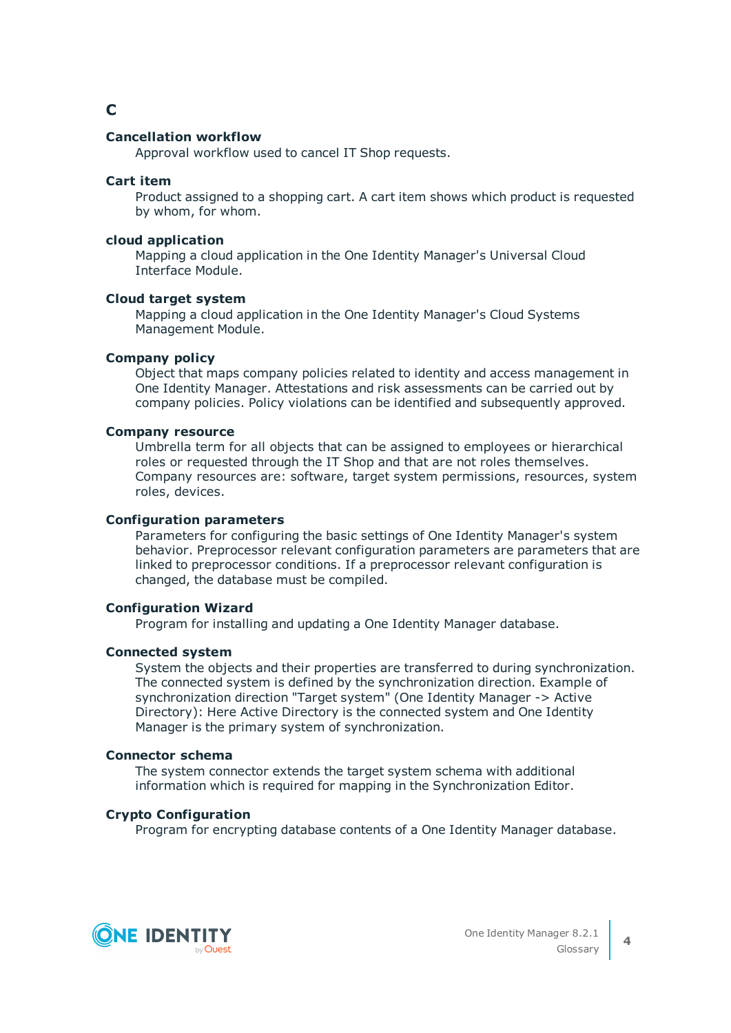## C

**Cancellation workflow**

Approval workflow used to cancel IT Shop requests.

**Cart item**

Product assigned to a shopping cart. A cart item shows which product is requested by whom, for whom.

**cloud application**

Mapping a cloud application in the One Identity Manager's Universal Cloud Interface Module.

**Cloud target system**

Mapping a cloud application in the One Identity Manager's Cloud Systems Management Module.

**Company policy**

Object that maps company policies related to identity and access management in One Identity Manager. Attestations and risk assessments can be carried out by company policies. Policy violations can be identified and subsequently approved.

**Company resource**

Umbrella term for all objects that can be assigned to employees or hierarchical roles or requested through the IT Shop and that are not roles themselves. Company resources are: software, target system permissions, resources, system roles, devices.

**Configuration parameters**

Parameters for configuring the basic settings of One Identity Manager's system behavior. Preprocessor relevant configuration parameters are parameters that are linked to preprocessor conditions. If a preprocessor relevant configuration is changed, the database must be compiled.

**Configuration Wizard**

Program for installing and updating a One Identity Manager database.

**Connected system**

System the objects and their properties are transferred to during synchronization. The connected system is defined by the synchronization direction. Example of synchronization direction "Target system" (One Identity Manager -> Active Directory): Here Active Directory is the connected system and One Identity Manager is the primary system of synchronization.

**Connector schema**

The system connector extends the target system schema with additional information which is required for mapping in the Synchronization Editor.

**Crypto Configuration**

Program for encrypting database contents of a One Identity Manager database.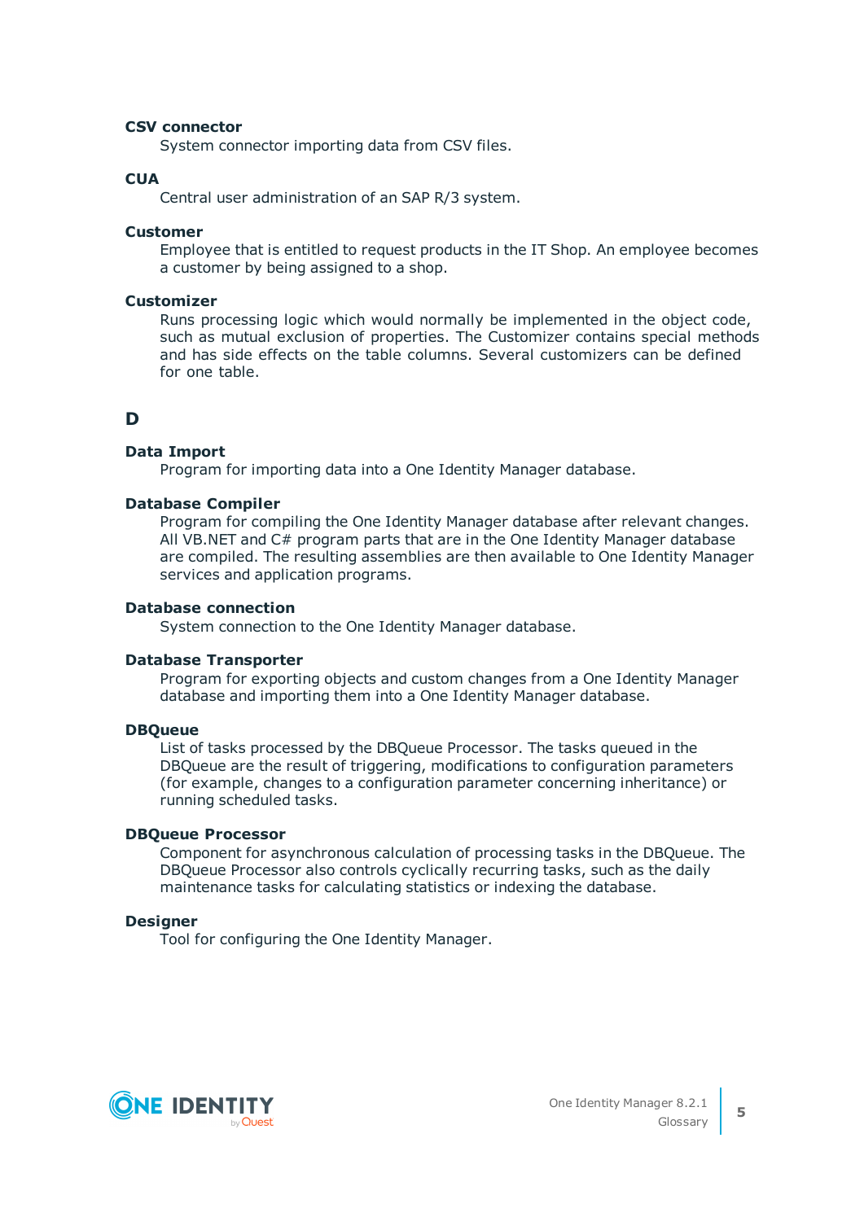**CSV connector**

System connector importing data from CSV files.

**CUA**

Central user administration of an SAP R/3 system.

**Customer**

Employee that is entitled to request products in the IT Shop. An employee becomes a customer by being assigned to a shop.

**Customizer**

Runs processing logic which would normally be implemented in the object code, such as mutual exclusion of properties. The Customizer contains special methods and has side effects on the table columns. Several customizers can be defined for one table.

## D

**Data Import**

Program for importing data into a One Identity Manager database.

**Database Compiler**

Program for compiling the One Identity Manager database after relevant changes. All VB.NET and C# program parts that are in the One Identity Manager database are compiled. The resulting assemblies are then available to One Identity Manager services and application programs.

**Database connection**

System connection to the One Identity Manager database.

**Database Transporter**

Program for exporting objects and custom changes from a One Identity Manager database and importing them into a One Identity Manager database.

**DBQueue**

List of tasks processed by the DBQueue Processor. The tasks queued in the DBQueue are the result of triggering, modifications to configuration parameters (for example, changes to a configuration parameter concerning inheritance) or running scheduled tasks.

**DBQueue Processor**

Component for asynchronous calculation of processing tasks in the DBQueue. The DBQueue Processor also controls cyclically recurring tasks, such as the daily maintenance tasks for calculating statistics or indexing the database.

**Designer**

Tool for configuring the One Identity Manager.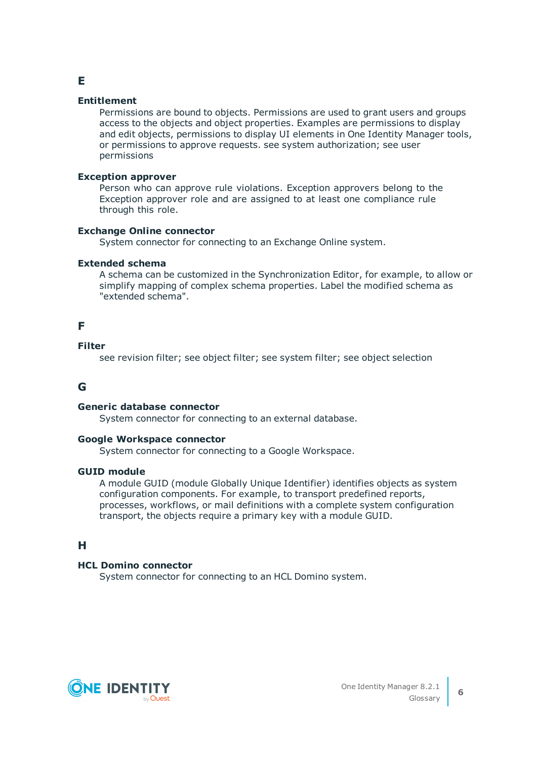## E

### Entitlement

Permissions are bound to objects. Permissions are used to grant users and groups access to the objects and object properties. Examples are permissions to display and edit objects, permissions to display UI elements in One Identity Manager tools, or permissions to approve requests. see system authorization; see user permissions

### Exception approver

Person who can approve rule violations. Exception approvers belong to the Exception approver role and are assigned to at least one compliance rule through this role.

### Exchange Online connector

System connector for connecting to an Exchange Online system.

### Extended schema

A schema can be customized in the Synchronization Editor, for example, to allow or simplify mapping of complex schema properties. Label the modified schema as "extended schema".

## F

### Filter

see revision filter; see object filter; see system filter; see object selection

## G

### Generic database connector

System connector for connecting to an external database.

### Google Workspace connector

System connector for connecting to a Google Workspace.

### GUID module

A module GUID (module Globally Unique Identifier) identifies objects as system configuration components. For example, to transport predefined reports, processes, workflows, or mail definitions with a complete system configuration transport, the objects require a primary key with a module GUID.

## H

### HCL Domino connector

System connector for connecting to an HCL Domino system.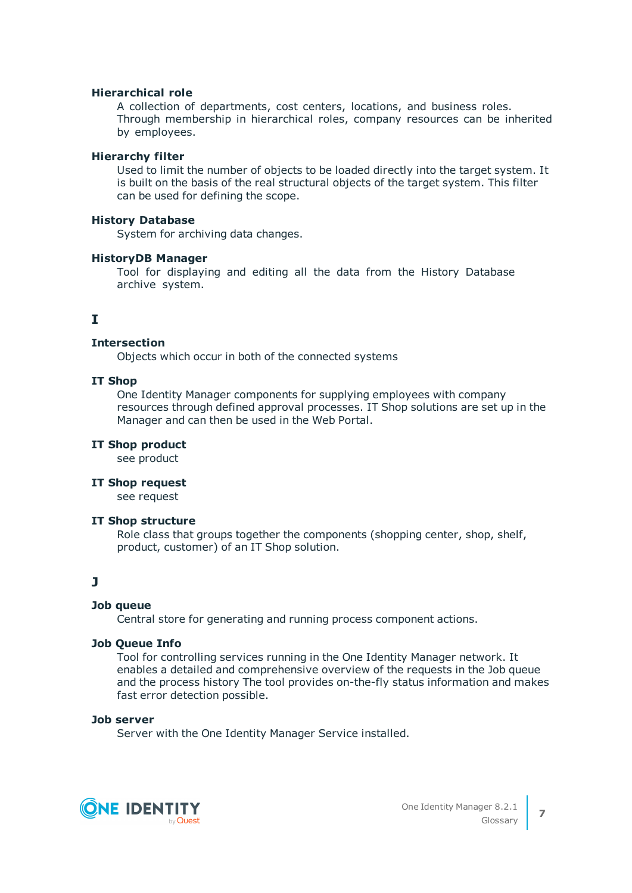**Hierarchical role**

A collection of departments, cost centers, locations, and business roles. Through membership in hierarchical roles, company resources can be inherited by employees.

**Hierarchy filter**

Used to limit the number of objects to be loaded directly into the target system. It is built on the basis of the real structural objects of the target system. This filter can be used for defining the scope.

**History Database**

System for archiving data changes.

**HistoryDB Manager**

Tool for displaying and editing all the data from the History Database archive system.

## I

**Intersection**

Objects which occur in both of the connected systems

**IT Shop**

One Identity Manager components for supplying employees with company resources through defined approval processes. IT Shop solutions are set up in the Manager and can then be used in the Web Portal.

**IT Shop product**

see product

**IT Shop request**

see request

**IT Shop structure**

Role class that groups together the components (shopping center, shop, shelf, product, customer) of an IT Shop solution.

## J

**Job queue**

Central store for generating and running process component actions.

**Job Queue Info**

Tool for controlling services running in the One Identity Manager network. It enables a detailed and comprehensive overview of the requests in the Job queue and the process history The tool provides on-the-fly status information and makes fast error detection possible.

**Job server**

Server with the One Identity Manager Service installed.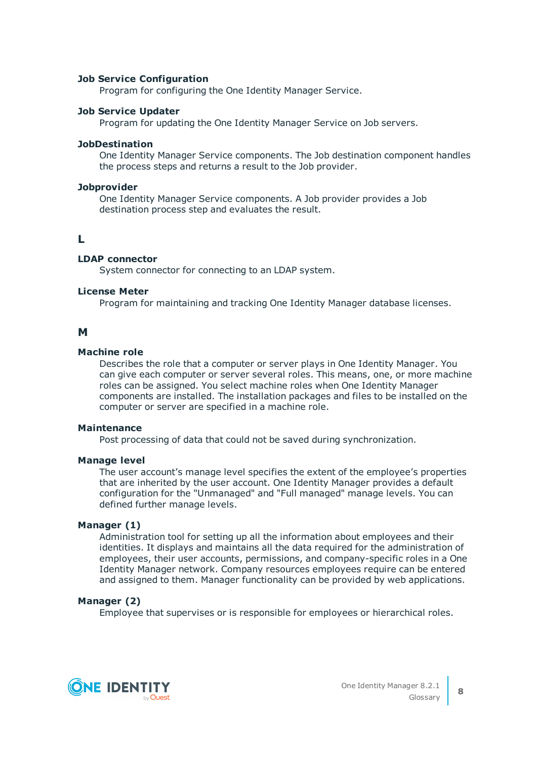**Job Service Configuration**

Program for configuring the One Identity Manager Service.

**Job Service Updater**

Program for updating the One Identity Manager Service on Job servers.

**JobDestination**

One Identity Manager Service components. The Job destination component handles the process steps and returns a result to the Job provider.

**Jobprovider**

One Identity Manager Service components. A Job provider provides a Job destination process step and evaluates the result.

## L

**LDAP connector**

System connector for connecting to an LDAP system.

**License Meter**

Program for maintaining and tracking One Identity Manager database licenses.

## M

**Machine role**

Describes the role that a computer or server plays in One Identity Manager. You can give each computer or server several roles. This means, one, or more machine roles can be assigned. You select machine roles when One Identity Manager components are installed. The installation packages and files to be installed on the computer or server are specified in a machine role.

**Maintenance**

Post processing of data that could not be saved during synchronization.

**Manage level**

The user account's manage level specifies the extent of the employee's properties that are inherited by the user account. One Identity Manager provides a default configuration for the "Unmanaged" and "Full managed" manage levels. You can defined further manage levels.

**Manager (1)**

Administration tool for setting up all the information about employees and their identities. It displays and maintains all the data required for the administration of employees, their user accounts, permissions, and company-specific roles in a One Identity Manager network. Company resources employees require can be entered and assigned to them. Manager functionality can be provided by web applications.

**Manager (2)**

Employee that supervises or is responsible for employees or hierarchical roles.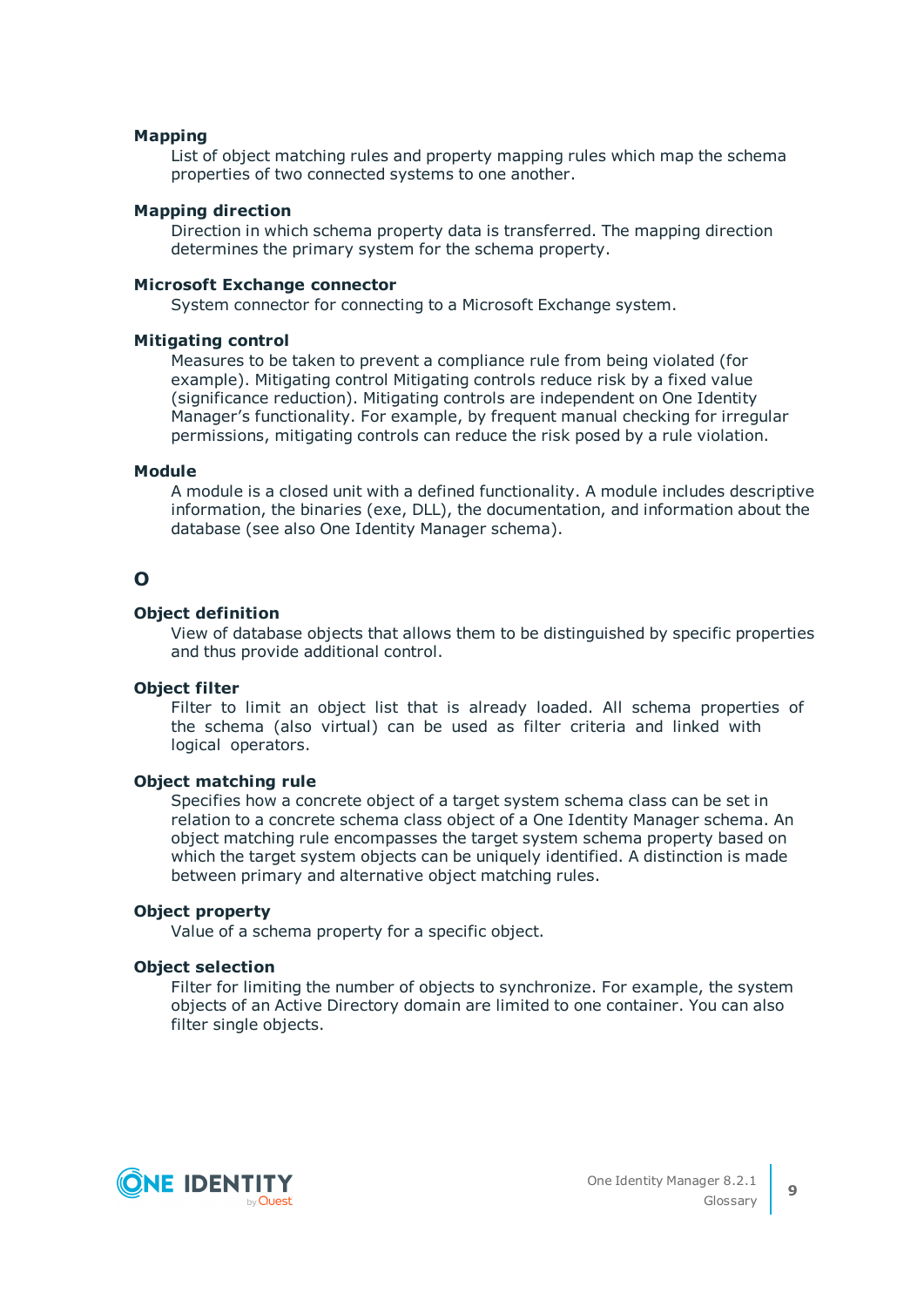**Mapping**

List of object matching rules and property mapping rules which map the schema properties of two connected systems to one another.

**Mapping direction**

Direction in which schema property data is transferred. The mapping direction determines the primary system for the schema property.

**Microsoft Exchange connector**

System connector for connecting to a Microsoft Exchange system.

**Mitigating control**

Measures to be taken to prevent a compliance rule from being violated (for example). Mitigating control Mitigating controls reduce risk by a fixed value (significance reduction). Mitigating controls are independent on One Identity Manager's functionality. For example, by frequent manual checking for irregular permissions, mitigating controls can reduce the risk posed by a rule violation.

**Module**

A module is a closed unit with a defined functionality. A module includes descriptive information, the binaries (exe, DLL), the documentation, and information about the database (see also One Identity Manager schema).

## O

**Object definition**

View of database objects that allows them to be distinguished by specific properties and thus provide additional control.

**Object filter**

Filter to limit an object list that is already loaded. All schema properties of the schema (also virtual) can be used as filter criteria and linked with logical operators.

**Object matching rule**

Specifies how a concrete object of a target system schema class can be set in relation to a concrete schema class object of a One Identity Manager schema. An object matching rule encompasses the target system schema property based on which the target system objects can be uniquely identified. A distinction is made between primary and alternative object matching rules.

**Object property**

Value of a schema property for a specific object.

**Object selection**

Filter for limiting the number of objects to synchronize. For example, the system objects of an Active Directory domain are limited to one container. You can also filter single objects.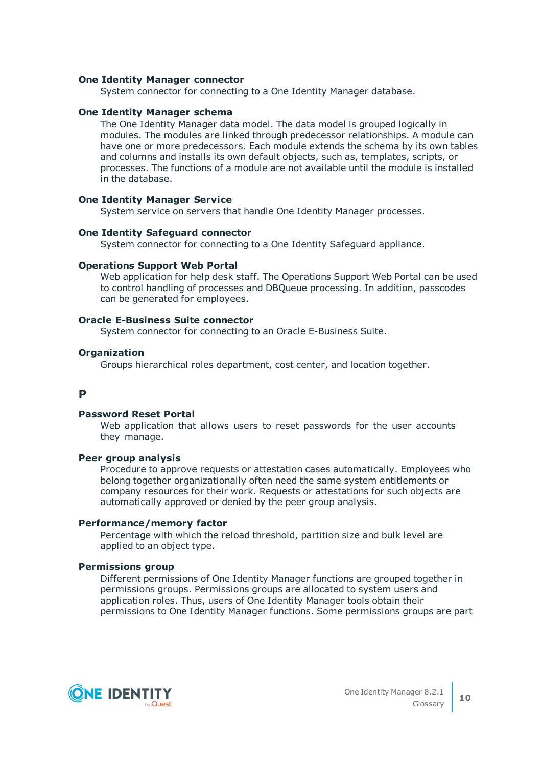**One Identity Manager connector**

System connector for connecting to a One Identity Manager database.

**One Identity Manager schema**

The One Identity Manager data model. The data model is grouped logically in modules. The modules are linked through predecessor relationships. A module can have one or more predecessors. Each module extends the schema by its own tables and columns and installs its own default objects, such as, templates, scripts, or processes. The functions of a module are not available until the module is installed in the database.

**One Identity Manager Service**

System service on servers that handle One Identity Manager processes.

**One Identity Safeguard connector**

System connector for connecting to a One Identity Safeguard appliance.

**Operations Support Web Portal**

Web application for help desk staff. The Operations Support Web Portal can be used to control handling of processes and DBQueue processing. In addition, passcodes can be generated for employees.

**Oracle E-Business Suite connector**

System connector for connecting to an Oracle E-Business Suite.

**Organization**

Groups hierarchical roles department, cost center, and location together.

## P

**Password Reset Portal**

Web application that allows users to reset passwords for the user accounts they manage.

**Peer group analysis**

Procedure to approve requests or attestation cases automatically. Employees who belong together organizationally often need the same system entitlements or company resources for their work. Requests or attestations for such objects are automatically approved or denied by the peer group analysis.

**Performance/memory factor**

Percentage with which the reload threshold, partition size and bulk level are applied to an object type.

**Permissions group**

Different permissions of One Identity Manager functions are grouped together in permissions groups. Permissions groups are allocated to system users and application roles. Thus, users of One Identity Manager tools obtain their permissions to One Identity Manager functions. Some permissions groups are part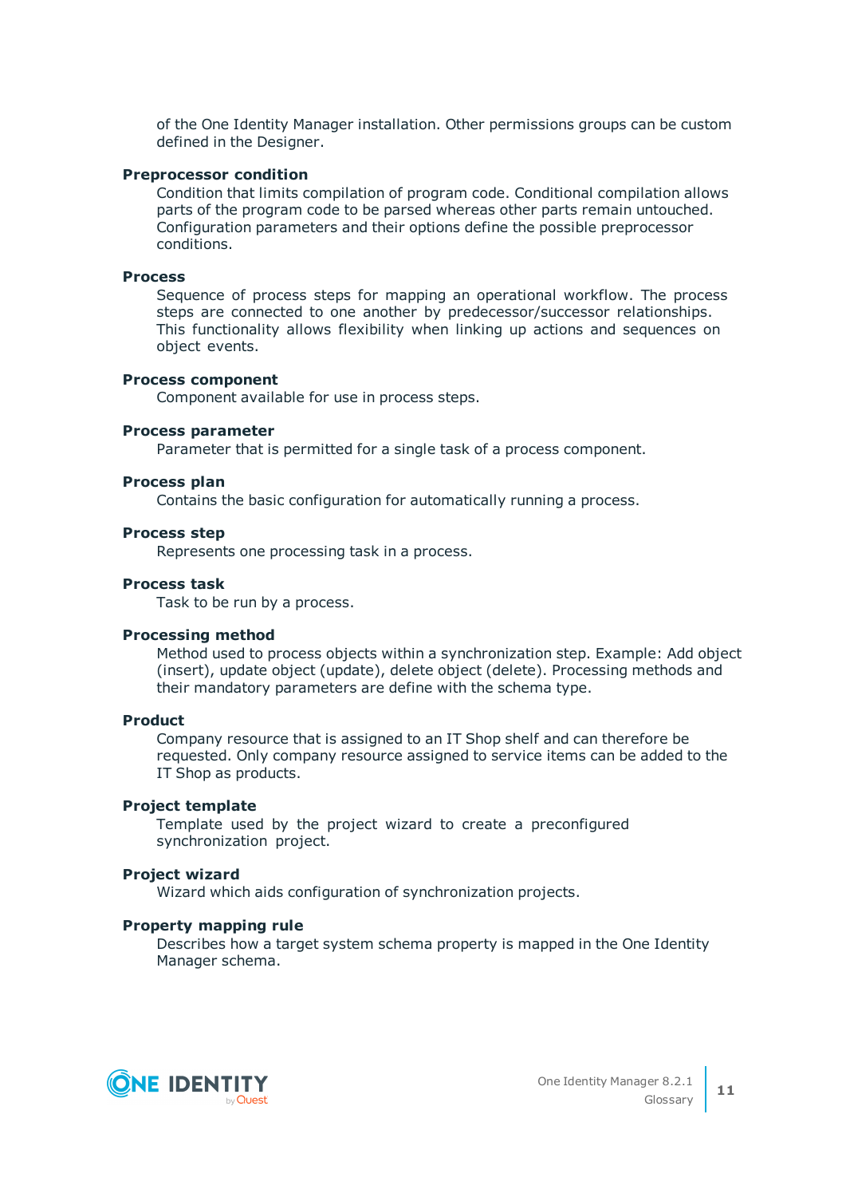of the One Identity Manager installation. Other permissions groups can be custom defined in the Designer.

**Preprocessor condition**

Condition that limits compilation of program code. Conditional compilation allows parts of the program code to be parsed whereas other parts remain untouched. Configuration parameters and their options define the possible preprocessor conditions.

**Process**

Sequence of process steps for mapping an operational workflow. The process steps are connected to one another by predecessor/successor relationships. This functionality allows flexibility when linking up actions and sequences on object events.

**Process component**

Component available for use in process steps.

**Process parameter**

Parameter that is permitted for a single task of a process component.

**Process plan**

Contains the basic configuration for automatically running a process.

**Process step**

Represents one processing task in a process.

**Process task**

Task to be run by a process.

**Processing method**

Method used to process objects within a synchronization step. Example: Add object (insert), update object (update), delete object (delete). Processing methods and their mandatory parameters are define with the schema type.

**Product**

Company resource that is assigned to an IT Shop shelf and can therefore be requested. Only company resource assigned to service items can be added to the IT Shop as products.

**Project template**

Template used by the project wizard to create a preconfigured synchronization project.

**Project wizard**

Wizard which aids configuration of synchronization projects.

**Property mapping rule**

Describes how a target system schema property is mapped in the One Identity Manager schema.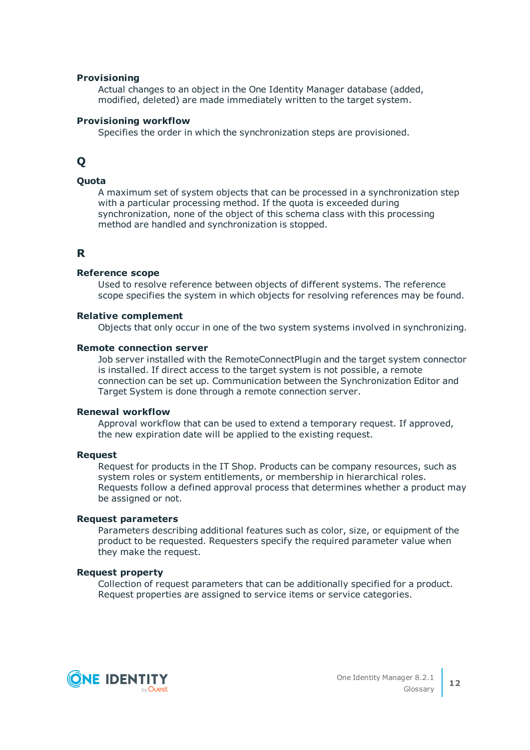**Provisioning**

Actual changes to an object in the One Identity Manager database (added, modified, deleted) are made immediately written to the target system.

**Provisioning workflow**

Specifies the order in which the synchronization steps are provisioned.

## Q

**Quota**

A maximum set of system objects that can be processed in a synchronization step with a particular processing method. If the quota is exceeded during synchronization, none of the object of this schema class with this processing method are handled and synchronization is stopped.

## R

**Reference scope**

Used to resolve reference between objects of different systems. The reference scope specifies the system in which objects for resolving references may be found.

**Relative complement**

Objects that only occur in one of the two system systems involved in synchronizing.

**Remote connection server**

Job server installed with the RemoteConnectPlugin and the target system connector is installed. If direct access to the target system is not possible, a remote connection can be set up. Communication between the Synchronization Editor and Target System is done through a remote connection server.

**Renewal workflow**

Approval workflow that can be used to extend a temporary request. If approved, the new expiration date will be applied to the existing request.

**Request**

Request for products in the IT Shop. Products can be company resources, such as system roles or system entitlements, or membership in hierarchical roles. Requests follow a defined approval process that determines whether a product may be assigned or not.

**Request parameters**

Parameters describing additional features such as color, size, or equipment of the product to be requested. Requesters specify the required parameter value when they make the request.

**Request property**

Collection of request parameters that can be additionally specified for a product. Request properties are assigned to service items or service categories.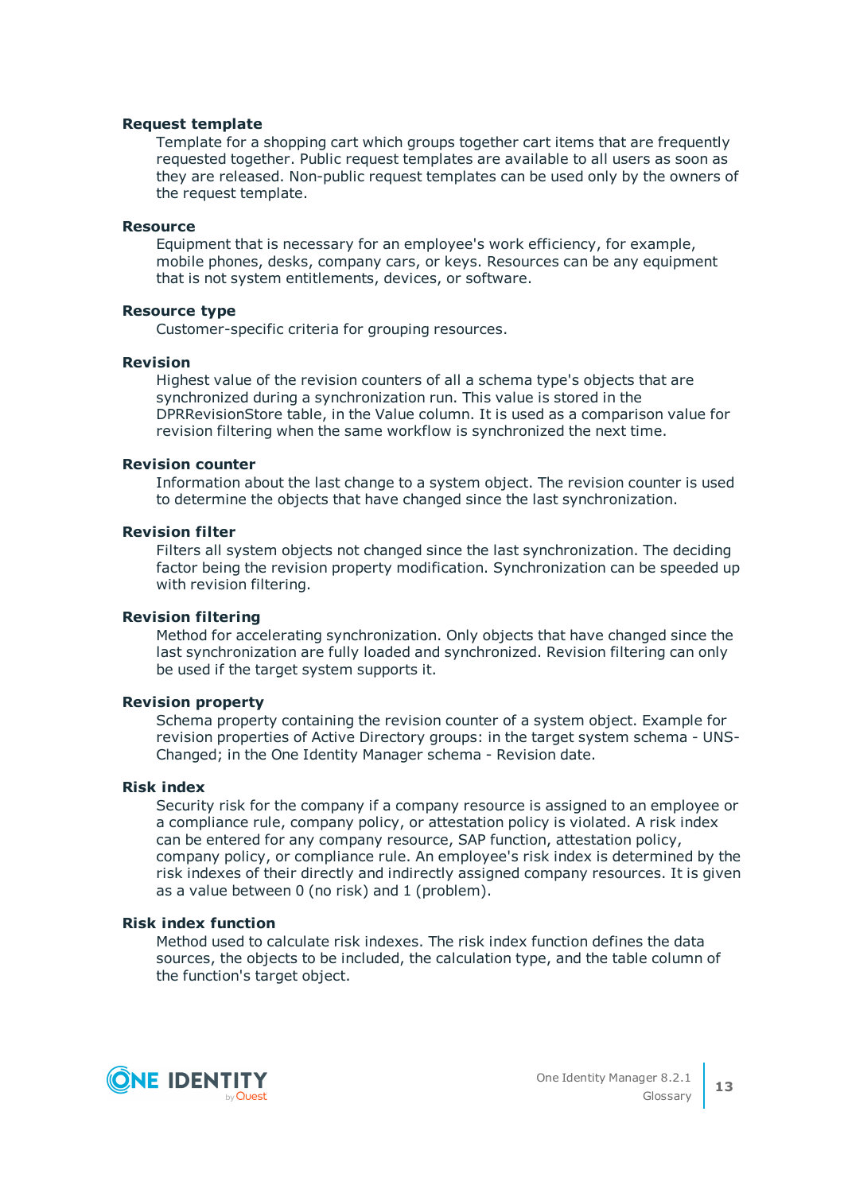**Request template**

Template for a shopping cart which groups together cart items that are frequently requested together. Public request templates are available to all users as soon as they are released. Non-public request templates can be used only by the owners of the request template.

**Resource**

Equipment that is necessary for an employee's work efficiency, for example, mobile phones, desks, company cars, or keys. Resources can be any equipment that is not system entitlements, devices, or software.

**Resource type**

Customer-specific criteria for grouping resources.

**Revision**

Highest value of the revision counters of all a schema type's objects that are synchronized during a synchronization run. This value is stored in the DPRRevisionStore table, in the Value column. It is used as a comparison value for revision filtering when the same workflow is synchronized the next time.

**Revision counter**

Information about the last change to a system object. The revision counter is used to determine the objects that have changed since the last synchronization.

**Revision filter**

Filters all system objects not changed since the last synchronization. The deciding factor being the revision property modification. Synchronization can be speeded up with revision filtering.

**Revision filtering**

Method for accelerating synchronization. Only objects that have changed since the last synchronization are fully loaded and synchronized. Revision filtering can only be used if the target system supports it.

**Revision property**

Schema property containing the revision counter of a system object. Example for revision properties of Active Directory groups: in the target system schema - UNS-Changed; in the One Identity Manager schema - Revision date.

**Risk index**

Security risk for the company if a company resource is assigned to an employee or a compliance rule, company policy, or attestation policy is violated. A risk index can be entered for any company resource, SAP function, attestation policy, company policy, or compliance rule. An employee's risk index is determined by the risk indexes of their directly and indirectly assigned company resources. It is given as a value between 0 (no risk) and 1 (problem).

**Risk index function**

Method used to calculate risk indexes. The risk index function defines the data sources, the objects to be included, the calculation type, and the table column of the function's target object.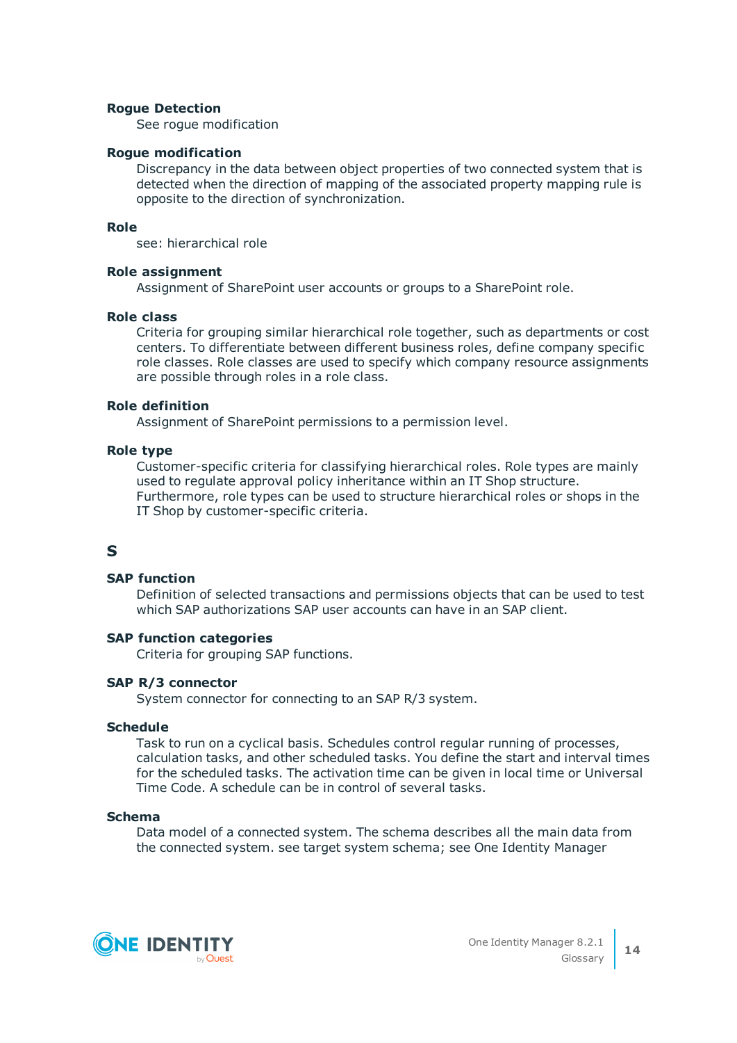**Rogue Detection**

See rogue modification

**Rogue modification**

Discrepancy in the data between object properties of two connected system that is detected when the direction of mapping of the associated property mapping rule is opposite to the direction of synchronization.

**Role**

see: hierarchical role

**Role assignment**

Assignment of SharePoint user accounts or groups to a SharePoint role.

**Role class**

Criteria for grouping similar hierarchical role together, such as departments or cost centers. To differentiate between different business roles, define company specific role classes. Role classes are used to specify which company resource assignments are possible through roles in a role class.

**Role definition**

Assignment of SharePoint permissions to a permission level.

**Role type**

Customer-specific criteria for classifying hierarchical roles. Role types are mainly used to regulate approval policy inheritance within an IT Shop structure. Furthermore, role types can be used to structure hierarchical roles or shops in the IT Shop by customer-specific criteria.

## S

**SAP function**

Definition of selected transactions and permissions objects that can be used to test which SAP authorizations SAP user accounts can have in an SAP client.

**SAP function categories**

Criteria for grouping SAP functions.

**SAP R/3 connector**

System connector for connecting to an SAP R/3 system.

**Schedule**

Task to run on a cyclical basis. Schedules control regular running of processes, calculation tasks, and other scheduled tasks. You define the start and interval times for the scheduled tasks. The activation time can be given in local time or Universal Time Code. A schedule can be in control of several tasks.

**Schema**

Data model of a connected system. The schema describes all the main data from the connected system. see target system schema; see One Identity Manager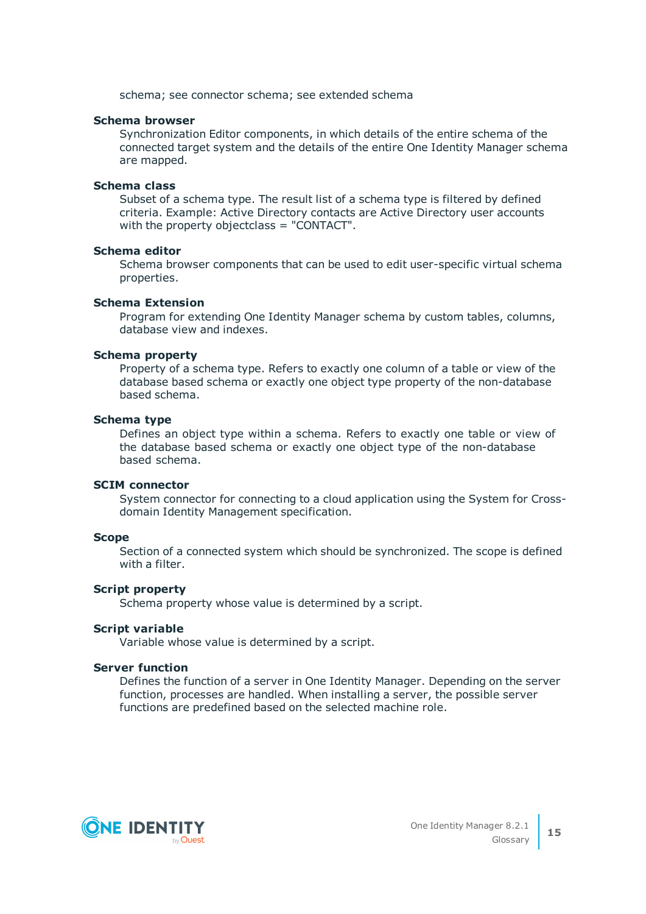schema; see connector schema; see extended schema

**Schema browser**

Synchronization Editor components, in which details of the entire schema of the connected target system and the details of the entire One Identity Manager schema are mapped.

**Schema class**

Subset of a schema type. The result list of a schema type is filtered by defined criteria. Example: Active Directory contacts are Active Directory user accounts with the property objectclass = "CONTACT".

**Schema editor**

Schema browser components that can be used to edit user-specific virtual schema properties.

**Schema Extension**

Program for extending One Identity Manager schema by custom tables, columns, database view and indexes.

**Schema property**

Property of a schema type. Refers to exactly one column of a table or view of the database based schema or exactly one object type property of the non-database based schema.

**Schema type**

Defines an object type within a schema. Refers to exactly one table or view of the database based schema or exactly one object type of the non-database based schema.

**SCIM connector**

System connector for connecting to a cloud application using the System for Cross-domain Identity Management specification.

**Scope**

Section of a connected system which should be synchronized. The scope is defined with a filter.

**Script property**

Schema property whose value is determined by a script.

**Script variable**

Variable whose value is determined by a script.

**Server function**

Defines the function of a server in One Identity Manager. Depending on the server function, processes are handled. When installing a server, the possible server functions are predefined based on the selected machine role.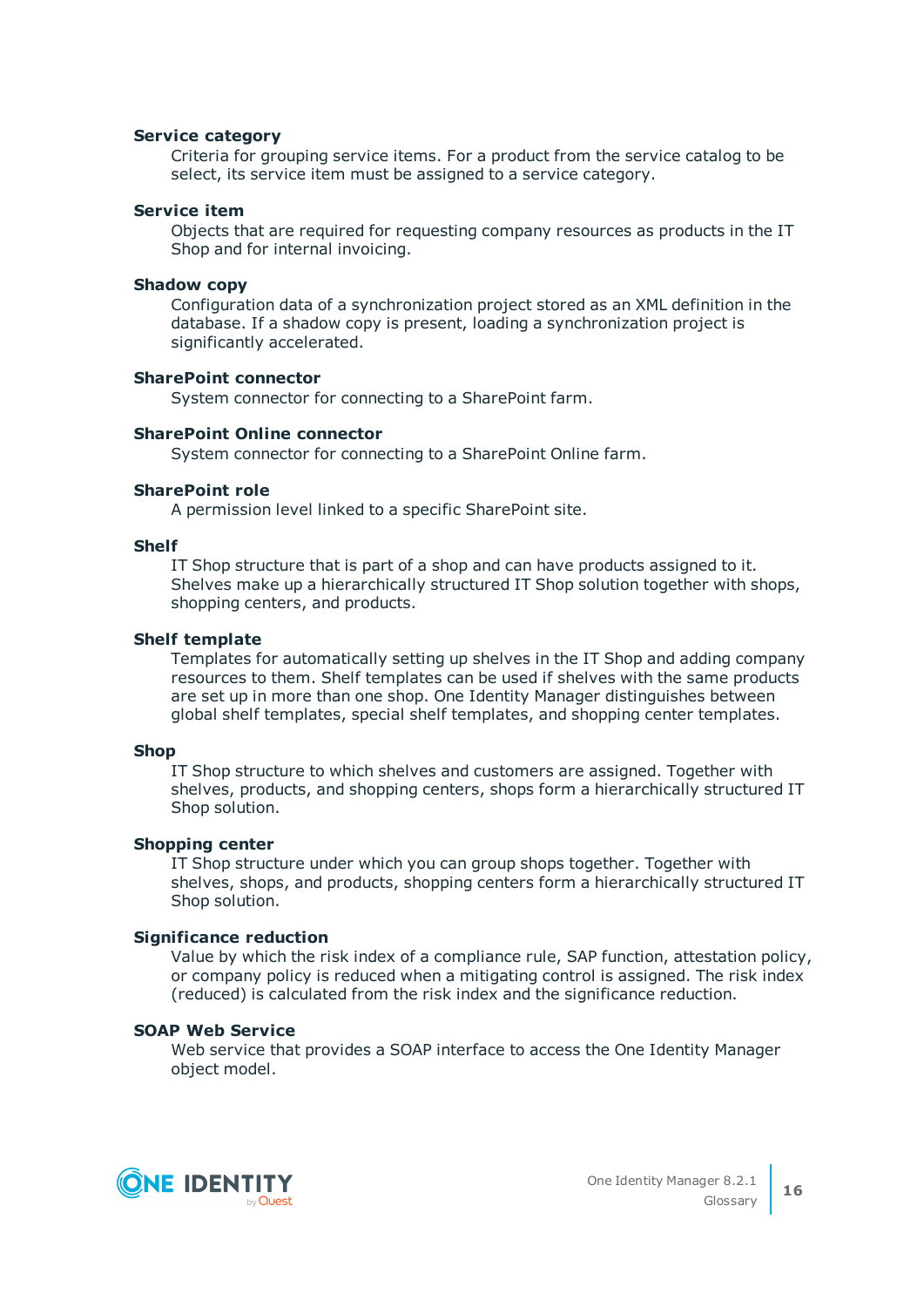**Service category**

Criteria for grouping service items. For a product from the service catalog to be select, its service item must be assigned to a service category.

**Service item**

Objects that are required for requesting company resources as products in the IT Shop and for internal invoicing.

**Shadow copy**

Configuration data of a synchronization project stored as an XML definition in the database. If a shadow copy is present, loading a synchronization project is significantly accelerated.

**SharePoint connector**

System connector for connecting to a SharePoint farm.

**SharePoint Online connector**

System connector for connecting to a SharePoint Online farm.

**SharePoint role**

A permission level linked to a specific SharePoint site.

**Shelf**

IT Shop structure that is part of a shop and can have products assigned to it. Shelves make up a hierarchically structured IT Shop solution together with shops, shopping centers, and products.

**Shelf template**

Templates for automatically setting up shelves in the IT Shop and adding company resources to them. Shelf templates can be used if shelves with the same products are set up in more than one shop. One Identity Manager distinguishes between global shelf templates, special shelf templates, and shopping center templates.

**Shop**

IT Shop structure to which shelves and customers are assigned. Together with shelves, products, and shopping centers, shops form a hierarchically structured IT Shop solution.

**Shopping center**

IT Shop structure under which you can group shops together. Together with shelves, shops, and products, shopping centers form a hierarchically structured IT Shop solution.

**Significance reduction**

Value by which the risk index of a compliance rule, SAP function, attestation policy, or company policy is reduced when a mitigating control is assigned. The risk index (reduced) is calculated from the risk index and the significance reduction.

**SOAP Web Service**

Web service that provides a SOAP interface to access the One Identity Manager object model.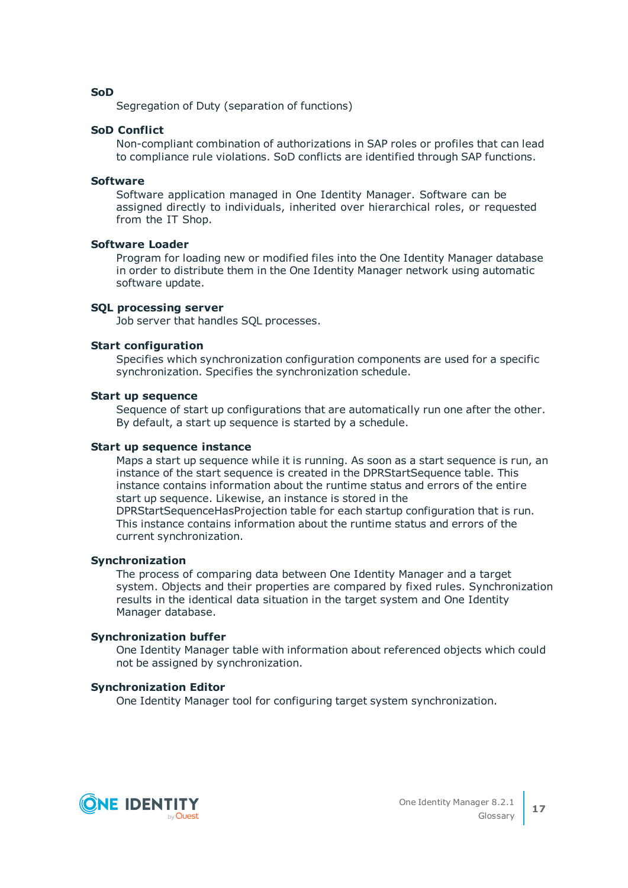**SoD**

Segregation of Duty (separation of functions)

**SoD Conflict**

Non-compliant combination of authorizations in SAP roles or profiles that can lead to compliance rule violations. SoD conflicts are identified through SAP functions.

**Software**

Software application managed in One Identity Manager. Software can be assigned directly to individuals, inherited over hierarchical roles, or requested from the IT Shop.

**Software Loader**

Program for loading new or modified files into the One Identity Manager database in order to distribute them in the One Identity Manager network using automatic software update.

**SQL processing server**

Job server that handles SQL processes.

**Start configuration**

Specifies which synchronization configuration components are used for a specific synchronization. Specifies the synchronization schedule.

**Start up sequence**

Sequence of start up configurations that are automatically run one after the other. By default, a start up sequence is started by a schedule.

**Start up sequence instance**

Maps a start up sequence while it is running. As soon as a start sequence is run, an instance of the start sequence is created in the DPRStartSequence table. This instance contains information about the runtime status and errors of the entire start up sequence. Likewise, an instance is stored in the DPRStartSequenceHasProjection table for each startup configuration that is run. This instance contains information about the runtime status and errors of the current synchronization.

**Synchronization**

The process of comparing data between One Identity Manager and a target system. Objects and their properties are compared by fixed rules. Synchronization results in the identical data situation in the target system and One Identity Manager database.

**Synchronization buffer**

One Identity Manager table with information about referenced objects which could not be assigned by synchronization.

**Synchronization Editor**

One Identity Manager tool for configuring target system synchronization.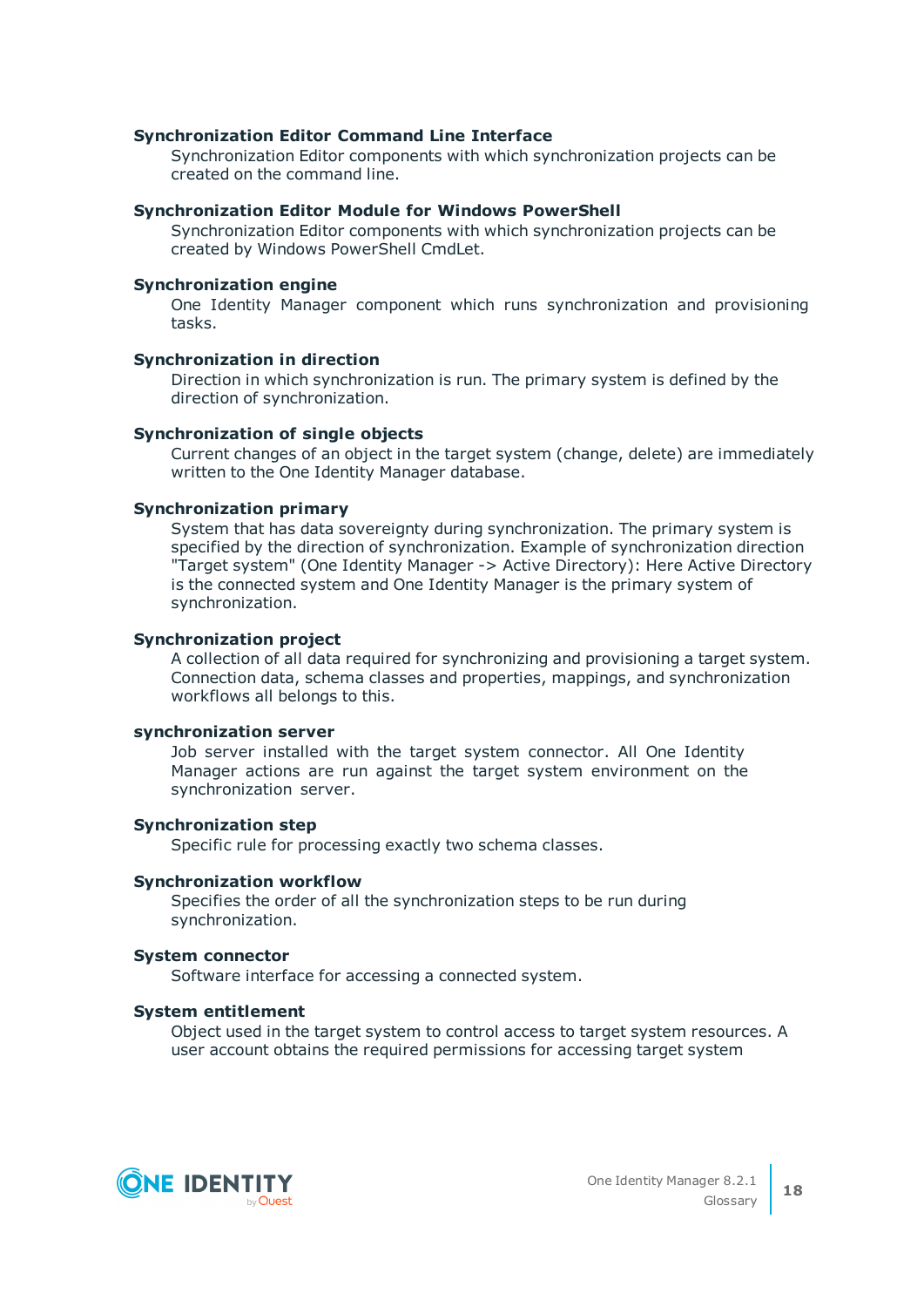**Synchronization Editor Command Line Interface**

Synchronization Editor components with which synchronization projects can be created on the command line.

**Synchronization Editor Module for Windows PowerShell**

Synchronization Editor components with which synchronization projects can be created by Windows PowerShell CmdLet.

**Synchronization engine**

One Identity Manager component which runs synchronization and provisioning tasks.

**Synchronization in direction**

Direction in which synchronization is run. The primary system is defined by the direction of synchronization.

**Synchronization of single objects**

Current changes of an object in the target system (change, delete) are immediately written to the One Identity Manager database.

**Synchronization primary**

System that has data sovereignty during synchronization. The primary system is specified by the direction of synchronization. Example of synchronization direction "Target system" (One Identity Manager -> Active Directory): Here Active Directory is the connected system and One Identity Manager is the primary system of synchronization.

**Synchronization project**

A collection of all data required for synchronizing and provisioning a target system. Connection data, schema classes and properties, mappings, and synchronization workflows all belongs to this.

**synchronization server**

Job server installed with the target system connector. All One Identity Manager actions are run against the target system environment on the synchronization server.

**Synchronization step**

Specific rule for processing exactly two schema classes.

**Synchronization workflow**

Specifies the order of all the synchronization steps to be run during synchronization.

**System connector**

Software interface for accessing a connected system.

**System entitlement**

Object used in the target system to control access to target system resources. A user account obtains the required permissions for accessing target system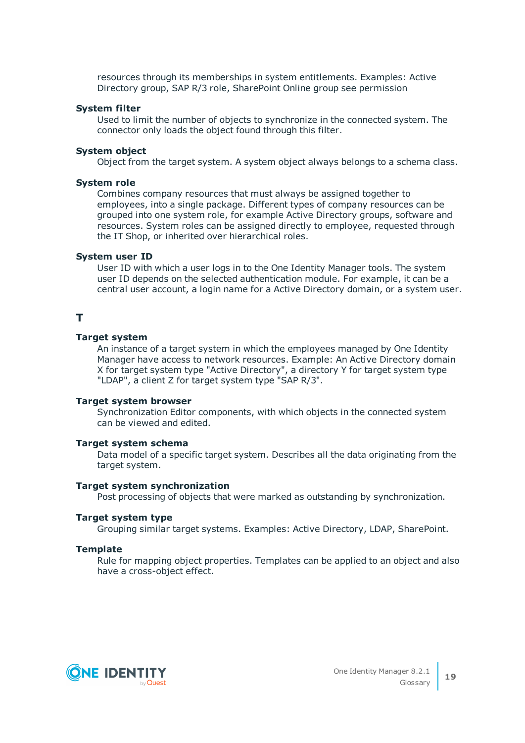resources through its memberships in system entitlements. Examples: Active Directory group, SAP R/3 role, SharePoint Online group see permission

**System filter**

Used to limit the number of objects to synchronize in the connected system. The connector only loads the object found through this filter.

**System object**

Object from the target system. A system object always belongs to a schema class.

**System role**

Combines company resources that must always be assigned together to employees, into a single package. Different types of company resources can be grouped into one system role, for example Active Directory groups, software and resources. System roles can be assigned directly to employee, requested through the IT Shop, or inherited over hierarchical roles.

**System user ID**

User ID with which a user logs in to the One Identity Manager tools. The system user ID depends on the selected authentication module. For example, it can be a central user account, a login name for a Active Directory domain, or a system user.

## T

**Target system**

An instance of a target system in which the employees managed by One Identity Manager have access to network resources. Example: An Active Directory domain X for target system type "Active Directory", a directory Y for target system type "LDAP", a client Z for target system type "SAP R/3".

**Target system browser**

Synchronization Editor components, with which objects in the connected system can be viewed and edited.

**Target system schema**

Data model of a specific target system. Describes all the data originating from the target system.

**Target system synchronization**

Post processing of objects that were marked as outstanding by synchronization.

**Target system type**

Grouping similar target systems. Examples: Active Directory, LDAP, SharePoint.

**Template**

Rule for mapping object properties. Templates can be applied to an object and also have a cross-object effect.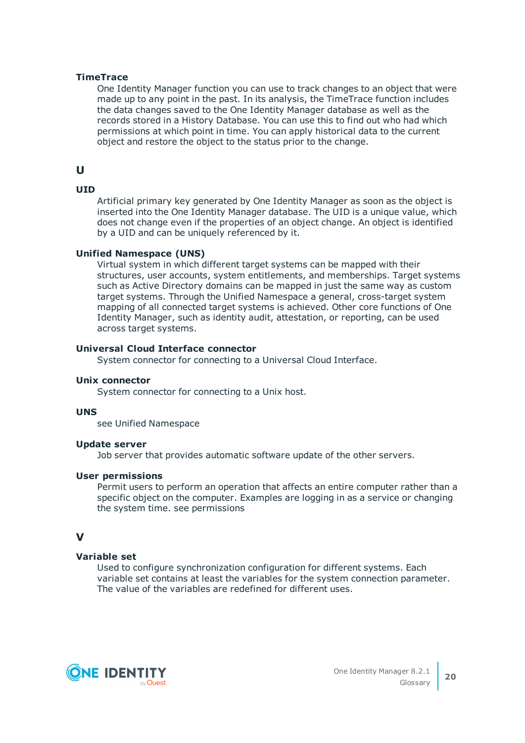**TimeTrace**

One Identity Manager function you can use to track changes to an object that were made up to any point in the past. In its analysis, the TimeTrace function includes the data changes saved to the One Identity Manager database as well as the records stored in a History Database. You can use this to find out who had which permissions at which point in time. You can apply historical data to the current object and restore the object to the status prior to the change.

## U

**UID**

Artificial primary key generated by One Identity Manager as soon as the object is inserted into the One Identity Manager database. The UID is a unique value, which does not change even if the properties of an object change. An object is identified by a UID and can be uniquely referenced by it.

**Unified Namespace (UNS)**

Virtual system in which different target systems can be mapped with their structures, user accounts, system entitlements, and memberships. Target systems such as Active Directory domains can be mapped in just the same way as custom target systems. Through the Unified Namespace a general, cross-target system mapping of all connected target systems is achieved. Other core functions of One Identity Manager, such as identity audit, attestation, or reporting, can be used across target systems.

**Universal Cloud Interface connector**

System connector for connecting to a Universal Cloud Interface.

**Unix connector**

System connector for connecting to a Unix host.

**UNS**

see Unified Namespace

**Update server**

Job server that provides automatic software update of the other servers.

**User permissions**

Permit users to perform an operation that affects an entire computer rather than a specific object on the computer. Examples are logging in as a service or changing the system time. see permissions

## V

**Variable set**

Used to configure synchronization configuration for different systems. Each variable set contains at least the variables for the system connection parameter. The value of the variables are redefined for different uses.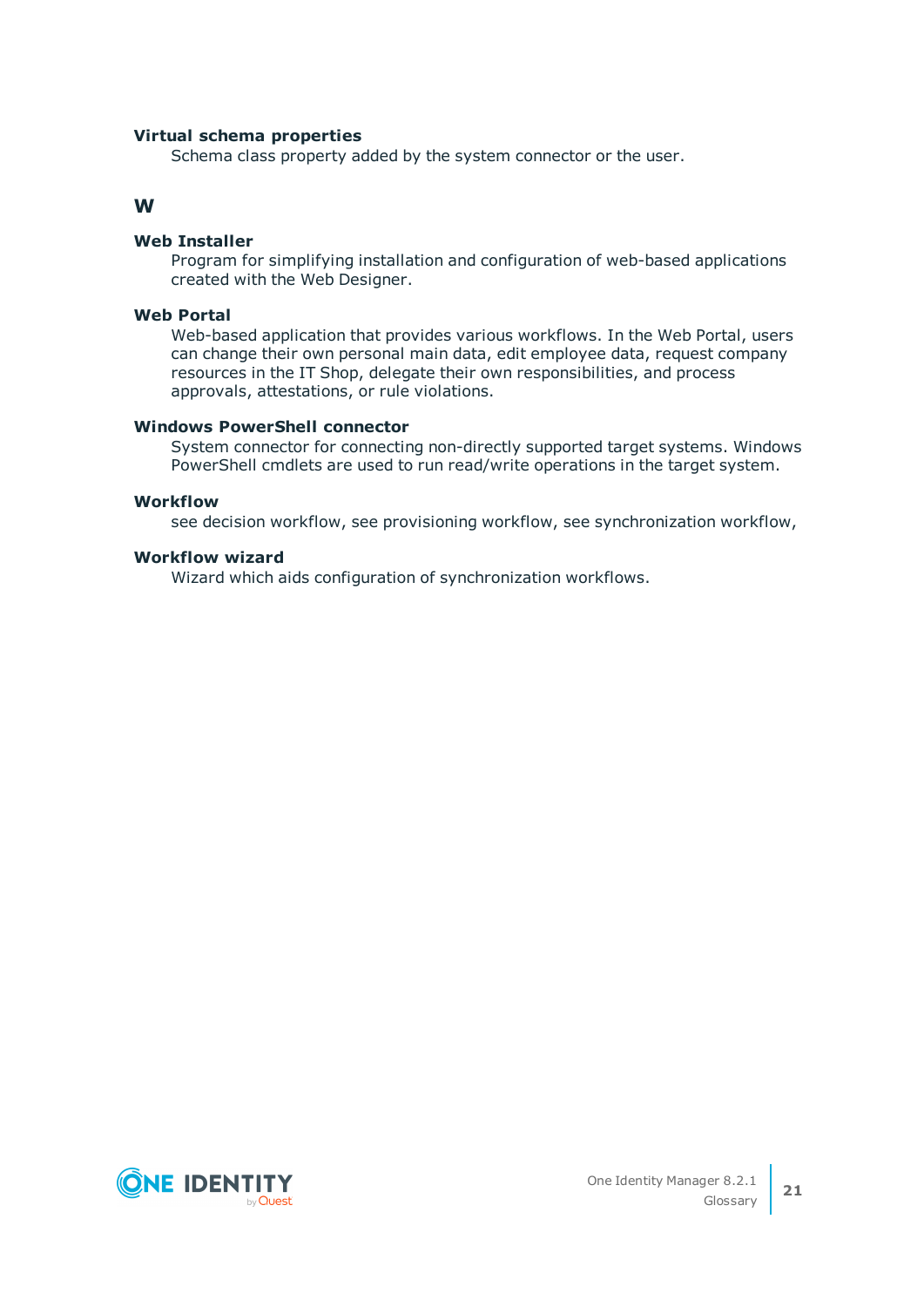**Virtual schema properties**

Schema class property added by the system connector or the user.

## W

**Web Installer**

Program for simplifying installation and configuration of web-based applications created with the Web Designer.

**Web Portal**

Web-based application that provides various workflows. In the Web Portal, users can change their own personal main data, edit employee data, request company resources in the IT Shop, delegate their own responsibilities, and process approvals, attestations, or rule violations.

**Windows PowerShell connector**

System connector for connecting non-directly supported target systems. Windows PowerShell cmdlets are used to run read/write operations in the target system.

**Workflow**

see decision workflow, see provisioning workflow, see synchronization workflow,

**Workflow wizard**

Wizard which aids configuration of synchronization workflows.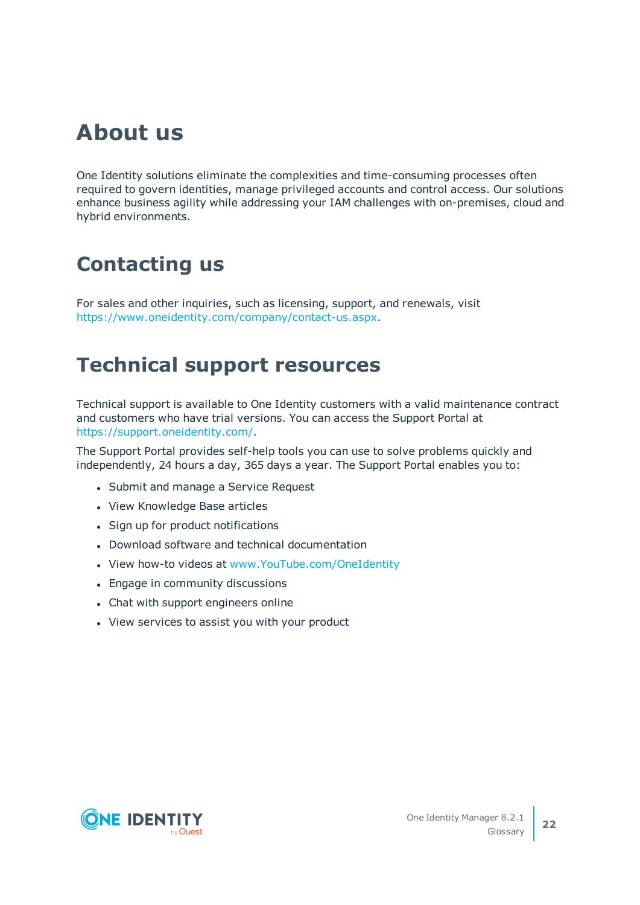# About us

One Identity solutions eliminate the complexities and time-consuming processes often required to govern identities, manage privileged accounts and control access. Our solutions enhance business agility while addressing your IAM challenges with on-premises, cloud and hybrid environments.

# Contacting us

For sales and other inquiries, such as licensing, support, and renewals, visit https://www.oneidentity.com/company/contact-us.aspx.

# Technical support resources

Technical support is available to One Identity customers with a valid maintenance contract and customers who have trial versions. You can access the Support Portal at https://support.oneidentity.com/.

The Support Portal provides self-help tools you can use to solve problems quickly and independently, 24 hours a day, 365 days a year. The Support Portal enables you to:

- Submit and manage a Service Request
- View Knowledge Base articles
- Sign up for product notifications
- Download software and technical documentation
- View how-to videos at www.YouTube.com/OneIdentity
- Engage in community discussions
- Chat with support engineers online
- View services to assist you with your product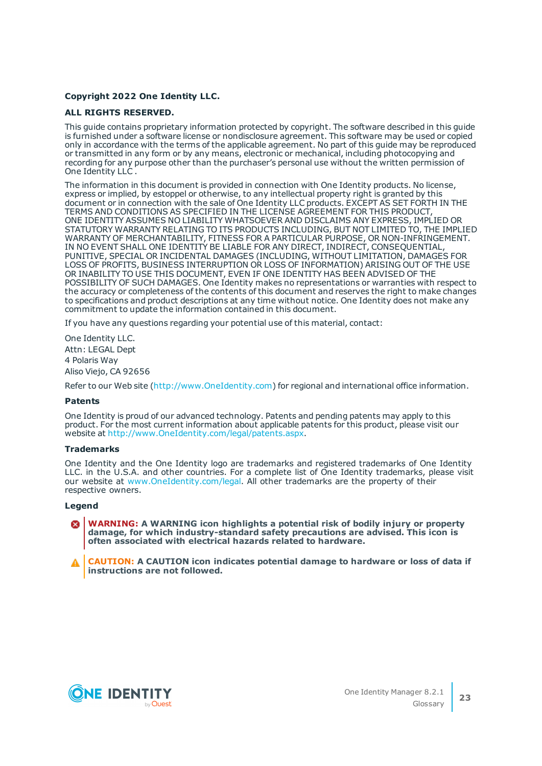**Copyright 2022 One Identity LLC.**

**ALL RIGHTS RESERVED.**

This guide contains proprietary information protected by copyright. The software described in this guide is furnished under a software license or nondisclosure agreement. This software may be used or copied only in accordance with the terms of the applicable agreement. No part of this guide may be reproduced or transmitted in any form or by any means, electronic or mechanical, including photocopying and recording for any purpose other than the purchaser's personal use without the written permission of One Identity LLC .

The information in this document is provided in connection with One Identity products. No license, express or implied, by estoppel or otherwise, to any intellectual property right is granted by this document or in connection with the sale of One Identity LLC products. EXCEPT AS SET FORTH IN THE TERMS AND CONDITIONS AS SPECIFIED IN THE LICENSE AGREEMENT FOR THIS PRODUCT, ONE IDENTITY ASSUMES NO LIABILITY WHATSOEVER AND DISCLAIMS ANY EXPRESS, IMPLIED OR STATUTORY WARRANTY RELATING TO ITS PRODUCTS INCLUDING, BUT NOT LIMITED TO, THE IMPLIED WARRANTY OF MERCHANTABILITY, FITNESS FOR A PARTICULAR PURPOSE, OR NON-INFRINGEMENT. IN NO EVENT SHALL ONE IDENTITY BE LIABLE FOR ANY DIRECT, INDIRECT, CONSEQUENTIAL, PUNITIVE, SPECIAL OR INCIDENTAL DAMAGES (INCLUDING, WITHOUT LIMITATION, DAMAGES FOR LOSS OF PROFITS, BUSINESS INTERRUPTION OR LOSS OF INFORMATION) ARISING OUT OF THE USE OR INABILITY TO USE THIS DOCUMENT, EVEN IF ONE IDENTITY HAS BEEN ADVISED OF THE POSSIBILITY OF SUCH DAMAGES. One Identity makes no representations or warranties with respect to the accuracy or completeness of the contents of this document and reserves the right to make changes to specifications and product descriptions at any time without notice. One Identity does not make any commitment to update the information contained in this document.

If you have any questions regarding your potential use of this material, contact:

One Identity LLC.
Attn: LEGAL Dept
4 Polaris Way
Aliso Viejo, CA 92656

Refer to our Web site (http://www.OneIdentity.com) for regional and international office information.

### Patents

One Identity is proud of our advanced technology. Patents and pending patents may apply to this product. For the most current information about applicable patents for this product, please visit our website at http://www.OneIdentity.com/legal/patents.aspx.

### Trademarks

One Identity and the One Identity logo are trademarks and registered trademarks of One Identity LLC. in the U.S.A. and other countries. For a complete list of One Identity trademarks, please visit our website at www.OneIdentity.com/legal. All other trademarks are the property of their respective owners.

### Legend

**WARNING: A WARNING icon highlights a potential risk of bodily injury or property damage, for which industry-standard safety precautions are advised. This icon is often associated with electrical hazards related to hardware.**

**CAUTION: A CAUTION icon indicates potential damage to hardware or loss of data if instructions are not followed.**